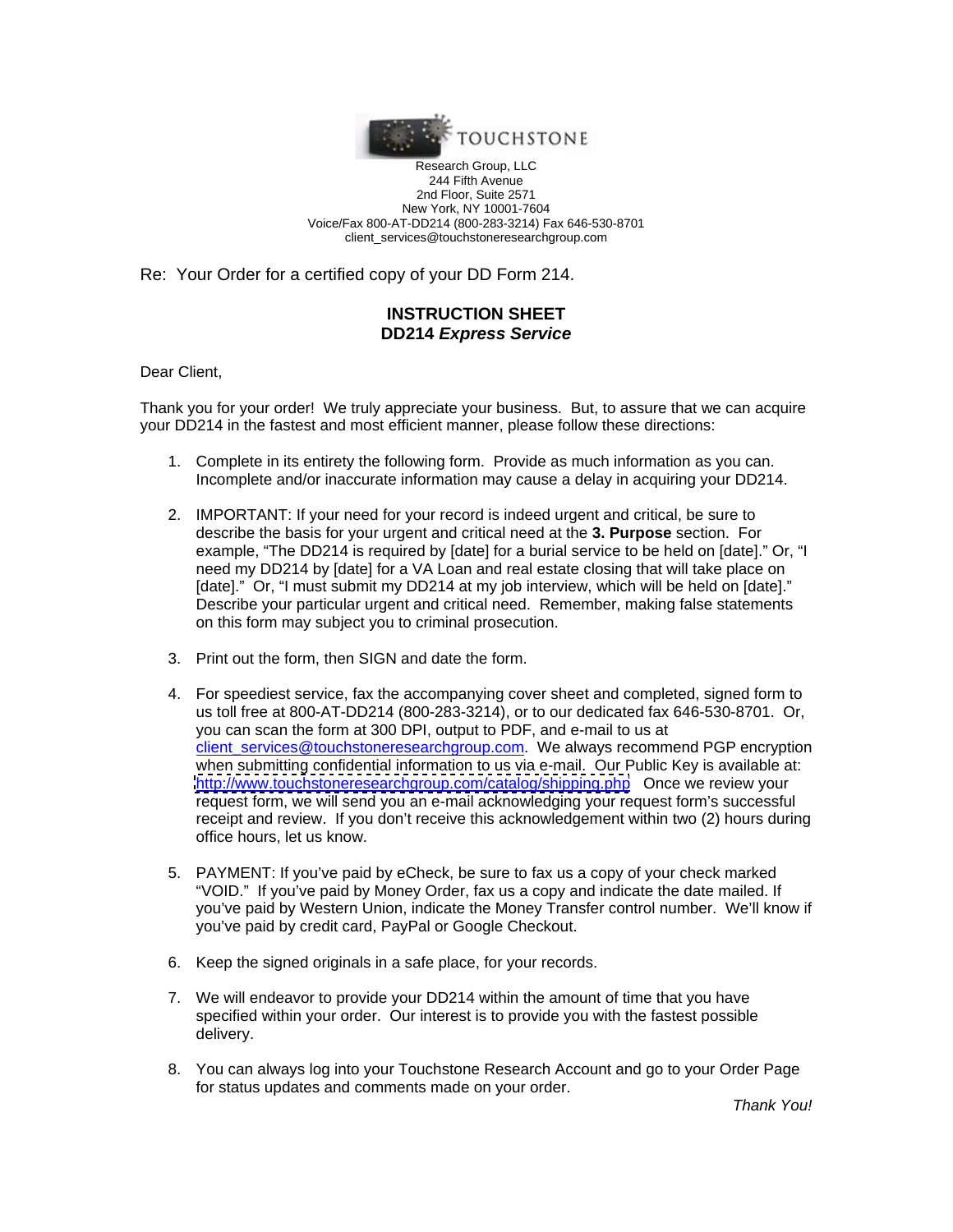TOUCHSTONE

Research Group, LLC
244 Fifth Avenue
2nd Floor, Suite 2571
New York, NY 10001-7604
Voice/Fax 800-AT-DD214 (800-283-3214) Fax 646-530-8701
client_services@touchstoneresearchgroup.com

Re: Your Order for a certified copy of your DD Form 214.

**INSTRUCTION SHEET**
**DD214 *Express Service***

Dear Client,

Thank you for your order! We truly appreciate your business. But, to assure that we can acquire your DD214 in the fastest and most efficient manner, please follow these directions:

1. Complete in its entirety the following form. Provide as much information as you can. Incomplete and/or inaccurate information may cause a delay in acquiring your DD214.

2. IMPORTANT: If your need for your record is indeed urgent and critical, be sure to describe the basis for your urgent and critical need at the **3. Purpose** section. For example, "The DD214 is required by [date] for a burial service to be held on [date]." Or, "I need my DD214 by [date] for a VA Loan and real estate closing that will take place on [date]." Or, "I must submit my DD214 at my job interview, which will be held on [date]." Describe your particular urgent and critical need. Remember, making false statements on this form may subject you to criminal prosecution.

3. Print out the form, then SIGN and date the form.

4. For speediest service, fax the accompanying cover sheet and completed, signed form to us toll free at 800-AT-DD214 (800-283-3214), or to our dedicated fax 646-530-8701. Or, you can scan the form at 300 DPI, output to PDF, and e-mail to us at client_services@touchstoneresearchgroup.com. We always recommend PGP encryption when submitting confidential information to us via e-mail. Our Public Key is available at: http://www.touchstoneresearchgroup.com/catalog/shipping.php Once we review your request form, we will send you an e-mail acknowledging your request form's successful receipt and review. If you don't receive this acknowledgement within two (2) hours during office hours, let us know.

5. PAYMENT: If you've paid by eCheck, be sure to fax us a copy of your check marked "VOID." If you've paid by Money Order, fax us a copy and indicate the date mailed. If you've paid by Western Union, indicate the Money Transfer control number. We'll know if you've paid by credit card, PayPal or Google Checkout.

6. Keep the signed originals in a safe place, for your records.

7. We will endeavor to provide your DD214 within the amount of time that you have specified within your order. Our interest is to provide you with the fastest possible delivery.

8. You can always log into your Touchstone Research Account and go to your Order Page for status updates and comments made on your order.

*Thank You!*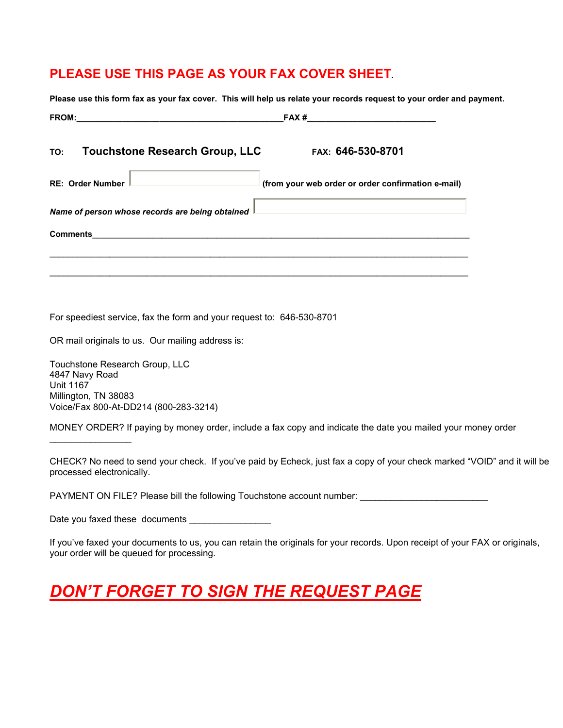## PLEASE USE THIS PAGE AS YOUR FAX COVER SHEET.

**Please use this form fax as your fax cover. This will help us relate your records request to your order and payment.**

**FROM:**___________________________________________**FAX #**___________________________

**TO:** **Touchstone Research Group, LLC** **FAX: 646-530-8701**

**RE: Order Number** [ ] **(from your web order or order confirmation e-mail)**

***Name of person whose records are being obtained*** [ ]

**Comments**_______________________________________________________________________________

_______________________________________________________________________________________

_______________________________________________________________________________________

For speediest service, fax the form and your request to: 646-530-8701

OR mail originals to us. Our mailing address is:

Touchstone Research Group, LLC
4847 Navy Road
Unit 1167
Millington, TN 38083
Voice/Fax 800-At-DD214 (800-283-3214)

MONEY ORDER? If paying by money order, include a fax copy and indicate the date you mailed your money order ________________

CHECK? No need to send your check. If you've paid by Echeck, just fax a copy of your check marked "VOID" and it will be processed electronically.

PAYMENT ON FILE? Please bill the following Touchstone account number: _________________________

Date you faxed these documents ________________

If you've faxed your documents to us, you can retain the originals for your records. Upon receipt of your FAX or originals, your order will be queued for processing.

## ***DON'T FORGET TO SIGN THE REQUEST PAGE***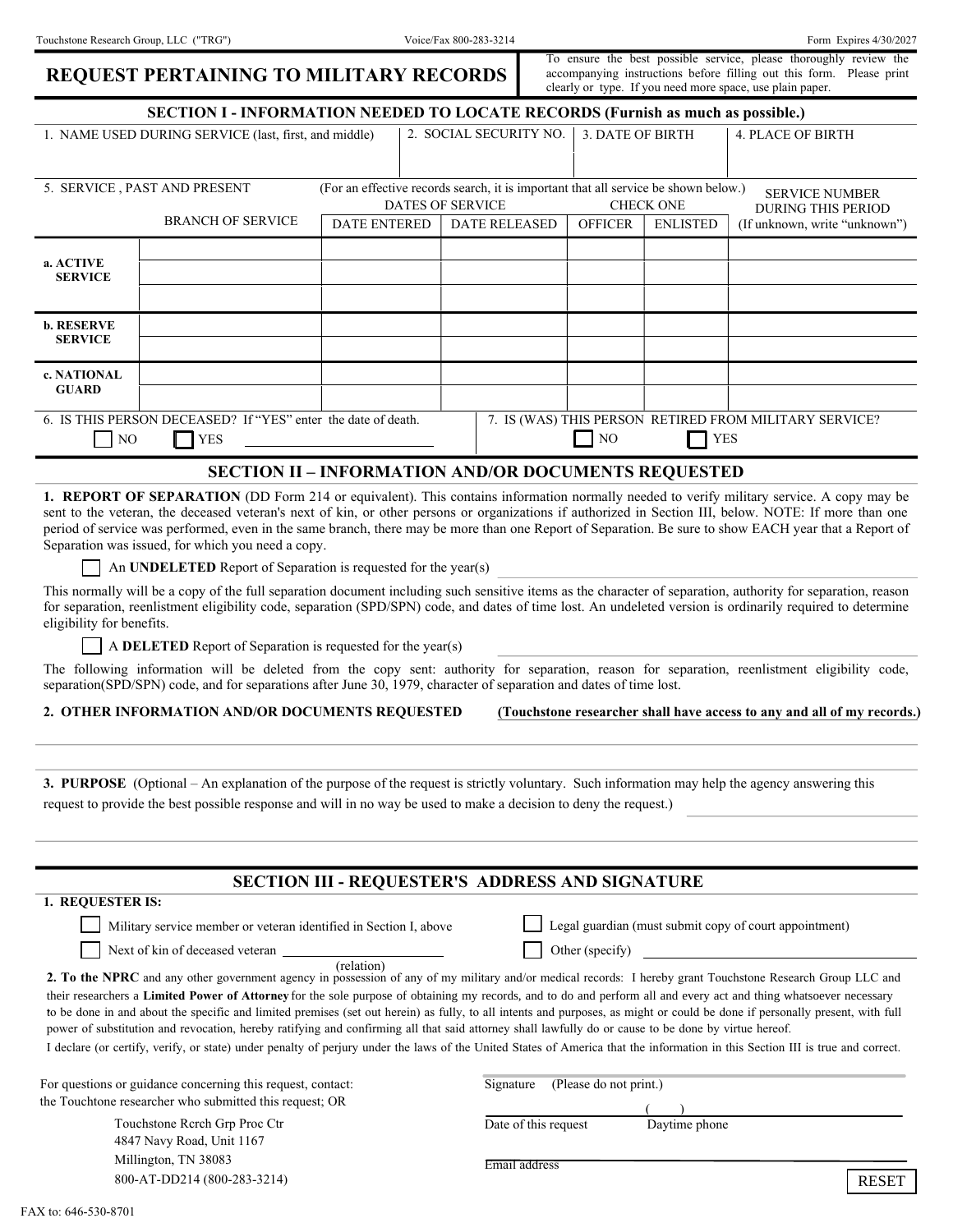Touchstone Research Group, LLC ("TRG") Voice/Fax 800-283-3214 Form Expires 4/30/2027

# REQUEST PERTAINING TO MILITARY RECORDS

To ensure the best possible service, please thoroughly review the accompanying instructions before filling out this form. Please print clearly or type. If you need more space, use plain paper.

## SECTION I - INFORMATION NEEDED TO LOCATE RECORDS (Furnish as much as possible.)

| 1. NAME USED DURING SERVICE (last, first, and middle) | 2. SOCIAL SECURITY NO. | 3. DATE OF BIRTH | 4. PLACE OF BIRTH |
|---|---|---|---|
| | | | |

5. SERVICE, PAST AND PRESENT (For an effective records search, it is important that all service be shown below.)

| | BRANCH OF SERVICE | DATES OF SERVICE | | CHECK ONE | | SERVICE NUMBER DURING THIS PERIOD (If unknown, write "unknown") |
|---|---|---|---|---|---|---|
| | | DATE ENTERED | DATE RELEASED | OFFICER | ENLISTED | |
| **a. ACTIVE SERVICE** | | | | | | |
| | | | | | | |
| | | | | | | |
| **b. RESERVE SERVICE** | | | | | | |
| | | | | | | |
| **c. NATIONAL GUARD** | | | | | | |
| | | | | | | |

6. IS THIS PERSON DECEASED? If "YES" enter the date of death.
☐ NO ☐ YES ____________________

7. IS (WAS) THIS PERSON RETIRED FROM MILITARY SERVICE?
☐ NO ☐ YES

## SECTION II – INFORMATION AND/OR DOCUMENTS REQUESTED

**1. REPORT OF SEPARATION** (DD Form 214 or equivalent). This contains information normally needed to verify military service. A copy may be sent to the veteran, the deceased veteran's next of kin, or other persons or organizations if authorized in Section III, below. NOTE: If more than one period of service was performed, even in the same branch, there may be more than one Report of Separation. Be sure to show EACH year that a Report of Separation was issued, for which you need a copy.

☐ An **UNDELETED** Report of Separation is requested for the year(s) ____________________

This normally will be a copy of the full separation document including such sensitive items as the character of separation, authority for separation, reason for separation, reenlistment eligibility code, separation (SPD/SPN) code, and dates of time lost. An undeleted version is ordinarily required to determine eligibility for benefits.

☐ A **DELETED** Report of Separation is requested for the year(s) ____________________

The following information will be deleted from the copy sent: authority for separation, reason for separation, reenlistment eligibility code, separation(SPD/SPN) code, and for separations after June 30, 1979, character of separation and dates of time lost.

**2. OTHER INFORMATION AND/OR DOCUMENTS REQUESTED** **(Touchstone researcher shall have access to any and all of my records.)**

**3. PURPOSE** (Optional – An explanation of the purpose of the request is strictly voluntary. Such information may help the agency answering this request to provide the best possible response and will in no way be used to make a decision to deny the request.) ____________________

## SECTION III - REQUESTER'S ADDRESS AND SIGNATURE

**1. REQUESTER IS:**

☐ Military service member or veteran identified in Section I, above

☐ Legal guardian (must submit copy of court appointment)

☐ Next of kin of deceased veteran ____________________ (relation)

☐ Other (specify) ____________________

**2. To the NPRC** and any other government agency in possession of any of my military and/or medical records: I hereby grant Touchstone Research Group LLC and their researchers a **Limited Power of Attorney** for the sole purpose of obtaining my records, and to do and perform all and every act and thing whatsoever necessary to be done in and about the specific and limited premises (set out herein) as fully, to all intents and purposes, as might or could be done if personally present, with full power of substitution and revocation, hereby ratifying and confirming all that said attorney shall lawfully do or cause to be done by virtue hereof.

I declare (or certify, verify, or state) under penalty of perjury under the laws of the United States of America that the information in this Section III is true and correct.

For questions or guidance concerning this request, contact: the Touchtone researcher who submitted this request; OR

Touchstone Rcrch Grp Proc Ctr
4847 Navy Road, Unit 1167
Millington, TN 38083
800-AT-DD214 (800-283-3214)

Signature (Please do not print.) ____________________

Date of this request ____________ Daytime phone ( ) ____________

Email address ____________________

RESET

FAX to: 646-530-8701